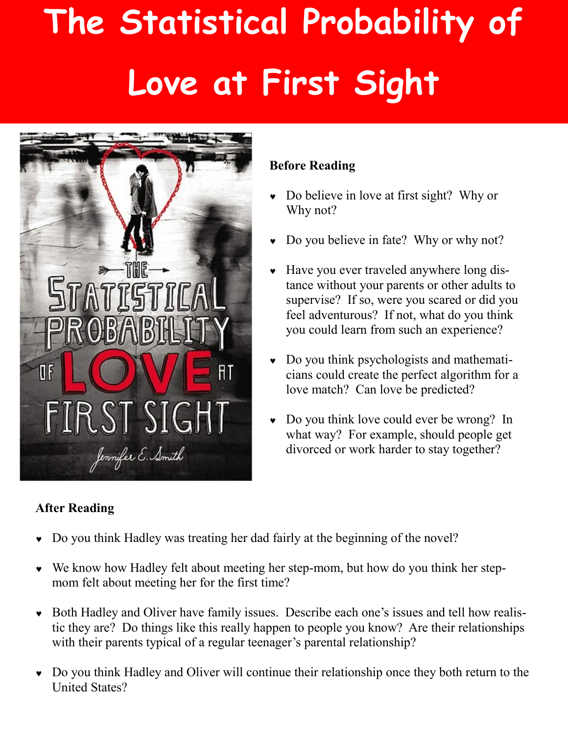# The Statistical Probability of Love at First Sight

**Before Reading**

- Do believe in love at first sight? Why or Why not?
- Do you believe in fate? Why or why not?
- Have you ever traveled anywhere long distance without your parents or other adults to supervise? If so, were you scared or did you feel adventurous? If not, what do you think you could learn from such an experience?
- Do you think psychologists and mathematicians could create the perfect algorithm for a love match? Can love be predicted?
- Do you think love could ever be wrong? In what way? For example, should people get divorced or work harder to stay together?

**After Reading**

- Do you think Hadley was treating her dad fairly at the beginning of the novel?
- We know how Hadley felt about meeting her step-mom, but how do you think her step-mom felt about meeting her for the first time?
- Both Hadley and Oliver have family issues. Describe each one's issues and tell how realistic they are? Do things like this really happen to people you know? Are their relationships with their parents typical of a regular teenager's parental relationship?
- Do you think Hadley and Oliver will continue their relationship once they both return to the United States?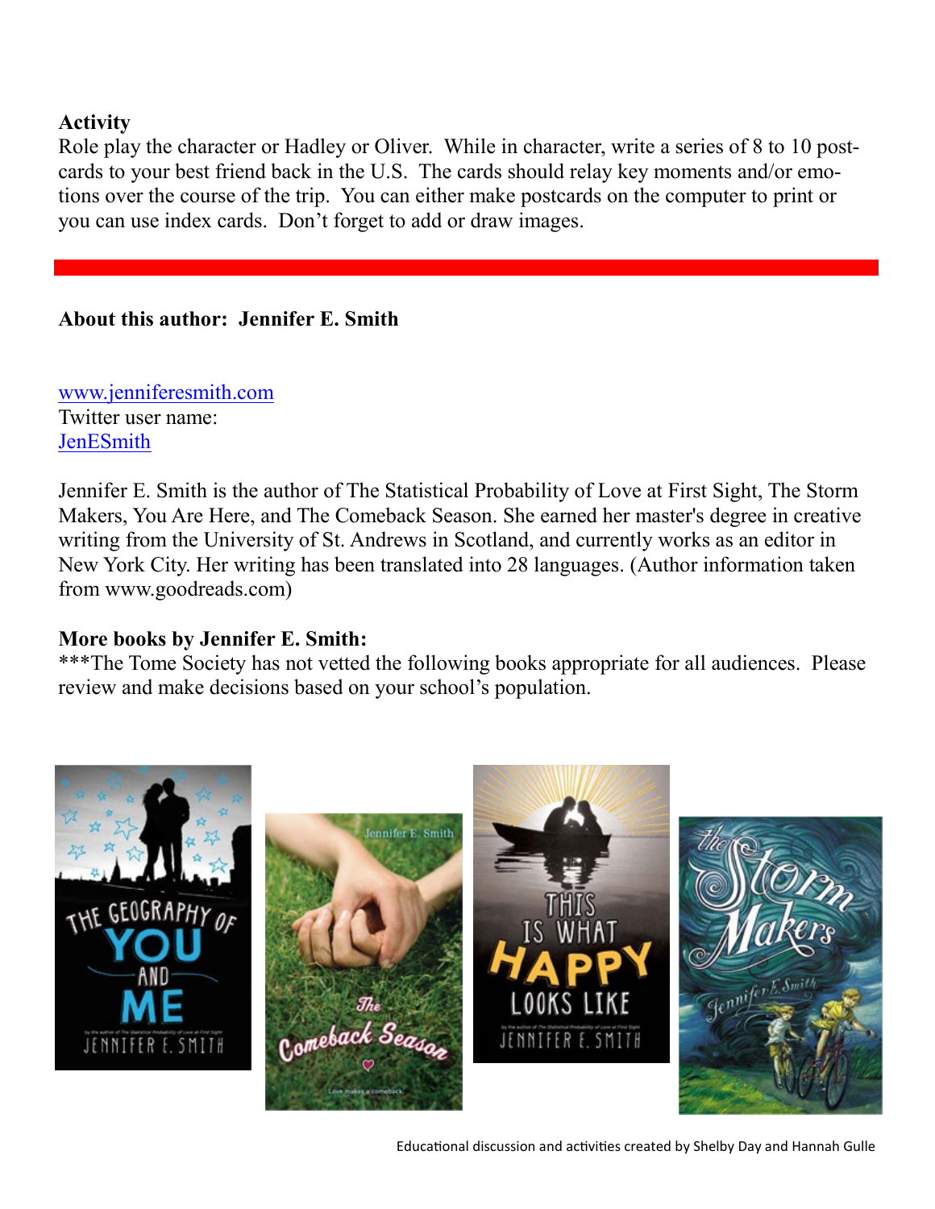**Activity**

Role play the character or Hadley or Oliver. While in character, write a series of 8 to 10 post-cards to your best friend back in the U.S. The cards should relay key moments and/or emotions over the course of the trip. You can either make postcards on the computer to print or you can use index cards. Don't forget to add or draw images.

**About this author: Jennifer E. Smith**

www.jenniferesmith.com
Twitter user name:
JenESmith

Jennifer E. Smith is the author of The Statistical Probability of Love at First Sight, The Storm Makers, You Are Here, and The Comeback Season. She earned her master's degree in creative writing from the University of St. Andrews in Scotland, and currently works as an editor in New York City. Her writing has been translated into 28 languages. (Author information taken from www.goodreads.com)

**More books by Jennifer E. Smith:**

***The Tome Society has not vetted the following books appropriate for all audiences. Please review and make decisions based on your school's population.

The Geography of You and Me

The Comeback Season

This Is What Happy Looks Like

The Storm Makers

Educational discussion and activities created by Shelby Day and Hannah Gulle